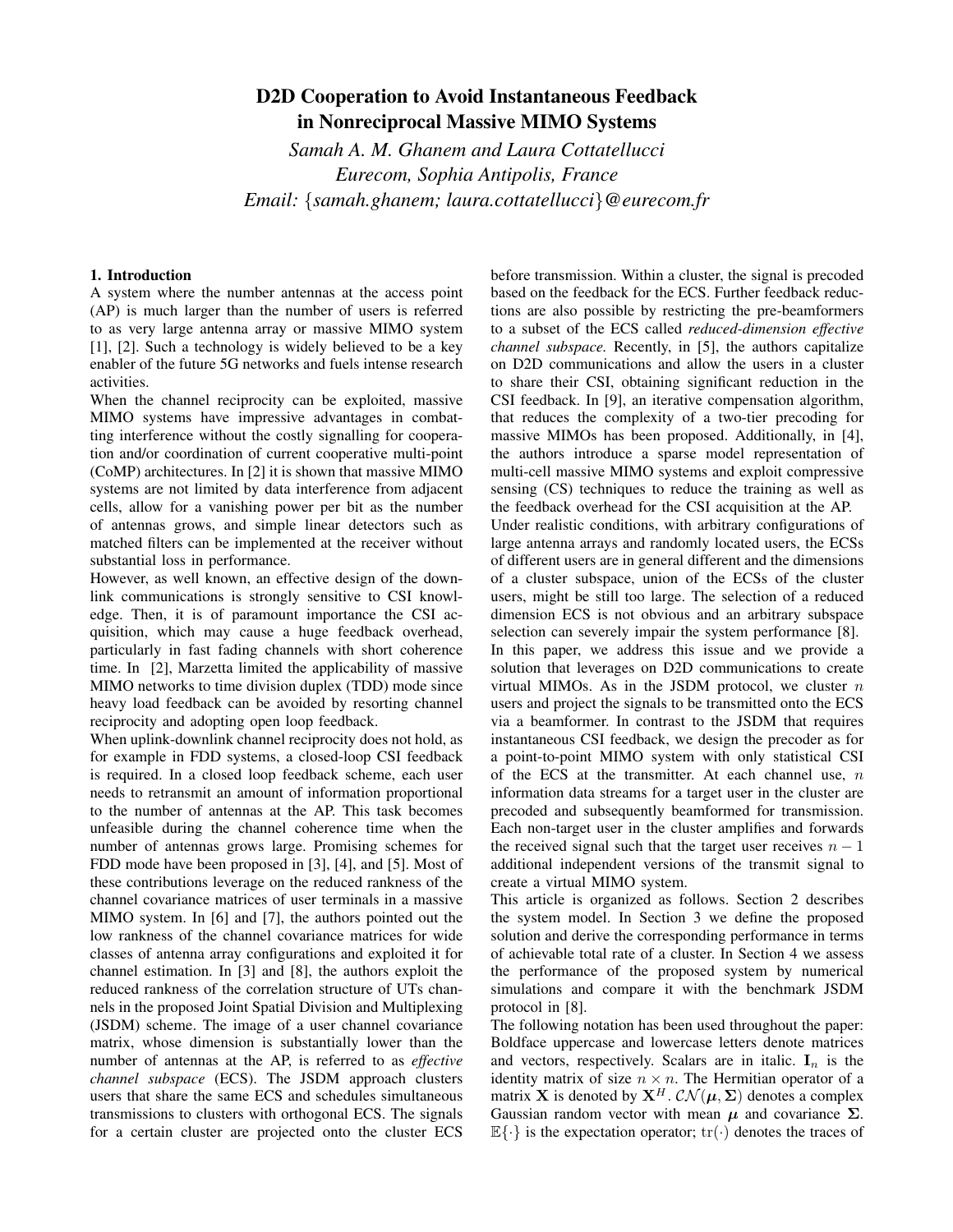# D2D Cooperation to Avoid Instantaneous Feedback in Nonreciprocal Massive MIMO Systems

*Samah A. M. Ghanem and Laura Cottatellucci*
*Eurecom, Sophia Antipolis, France*
*Email: {samah.ghanem; laura.cottatellucci}@eurecom.fr*

## 1. Introduction

A system where the number antennas at the access point (AP) is much larger than the number of users is referred to as very large antenna array or massive MIMO system [1], [2]. Such a technology is widely believed to be a key enabler of the future 5G networks and fuels intense research activities.

When the channel reciprocity can be exploited, massive MIMO systems have impressive advantages in combatting interference without the costly signalling for cooperation and/or coordination of current cooperative multi-point (CoMP) architectures. In [2] it is shown that massive MIMO systems are not limited by data interference from adjacent cells, allow for a vanishing power per bit as the number of antennas grows, and simple linear detectors such as matched filters can be implemented at the receiver without substantial loss in performance.

However, as well known, an effective design of the downlink communications is strongly sensitive to CSI knowledge. Then, it is of paramount importance the CSI acquisition, which may cause a huge feedback overhead, particularly in fast fading channels with short coherence time. In [2], Marzetta limited the applicability of massive MIMO networks to time division duplex (TDD) mode since heavy load feedback can be avoided by resorting channel reciprocity and adopting open loop feedback.

When uplink-downlink channel reciprocity does not hold, as for example in FDD systems, a closed-loop CSI feedback is required. In a closed loop feedback scheme, each user needs to retransmit an amount of information proportional to the number of antennas at the AP. This task becomes unfeasible during the channel coherence time when the number of antennas grows large. Promising schemes for FDD mode have been proposed in [3], [4], and [5]. Most of these contributions leverage on the reduced rankness of the channel covariance matrices of user terminals in a massive MIMO system. In [6] and [7], the authors pointed out the low rankness of the channel covariance matrices for wide classes of antenna array configurations and exploited it for channel estimation. In [3] and [8], the authors exploit the reduced rankness of the correlation structure of UTs channels in the proposed Joint Spatial Division and Multiplexing (JSDM) scheme. The image of a user channel covariance matrix, whose dimension is substantially lower than the number of antennas at the AP, is referred to as *effective channel subspace* (ECS). The JSDM approach clusters users that share the same ECS and schedules simultaneous transmissions to clusters with orthogonal ECS. The signals for a certain cluster are projected onto the cluster ECS before transmission. Within a cluster, the signal is precoded based on the feedback for the ECS. Further feedback reductions are also possible by restricting the pre-beamformers to a subset of the ECS called *reduced-dimension effective channel subspace.* Recently, in [5], the authors capitalize on D2D communications and allow the users in a cluster to share their CSI, obtaining significant reduction in the CSI feedback. In [9], an iterative compensation algorithm, that reduces the complexity of a two-tier precoding for massive MIMOs has been proposed. Additionally, in [4], the authors introduce a sparse model representation of multi-cell massive MIMO systems and exploit compressive sensing (CS) techniques to reduce the training as well as the feedback overhead for the CSI acquisition at the AP.

Under realistic conditions, with arbitrary configurations of large antenna arrays and randomly located users, the ECSs of different users are in general different and the dimensions of a cluster subspace, union of the ECSs of the cluster users, might be still too large. The selection of a reduced dimension ECS is not obvious and an arbitrary subspace selection can severely impair the system performance [8].

In this paper, we address this issue and we provide a solution that leverages on D2D communications to create virtual MIMOs. As in the JSDM protocol, we cluster $n$ users and project the signals to be transmitted onto the ECS via a beamformer. In contrast to the JSDM that requires instantaneous CSI feedback, we design the precoder as for a point-to-point MIMO system with only statistical CSI of the ECS at the transmitter. At each channel use, $n$ information data streams for a target user in the cluster are precoded and subsequently beamformed for transmission. Each non-target user in the cluster amplifies and forwards the received signal such that the target user receives $n-1$ additional independent versions of the transmit signal to create a virtual MIMO system.

This article is organized as follows. Section 2 describes the system model. In Section 3 we define the proposed solution and derive the corresponding performance in terms of achievable total rate of a cluster. In Section 4 we assess the performance of the proposed system by numerical simulations and compare it with the benchmark JSDM protocol in [8].

The following notation has been used throughout the paper: Boldface uppercase and lowercase letters denote matrices and vectors, respectively. Scalars are in italic. $\mathbf{I}_n$ is the identity matrix of size $n \times n$. The Hermitian operator of a matrix $\mathbf{X}$ is denoted by $\mathbf{X}^H$. $\mathcal{CN}(\boldsymbol{\mu}, \boldsymbol{\Sigma})$ denotes a complex Gaussian random vector with mean $\boldsymbol{\mu}$ and covariance $\boldsymbol{\Sigma}$. $\mathbb{E}\{\cdot\}$ is the expectation operator; $\mathrm{tr}(\cdot)$ denotes the traces of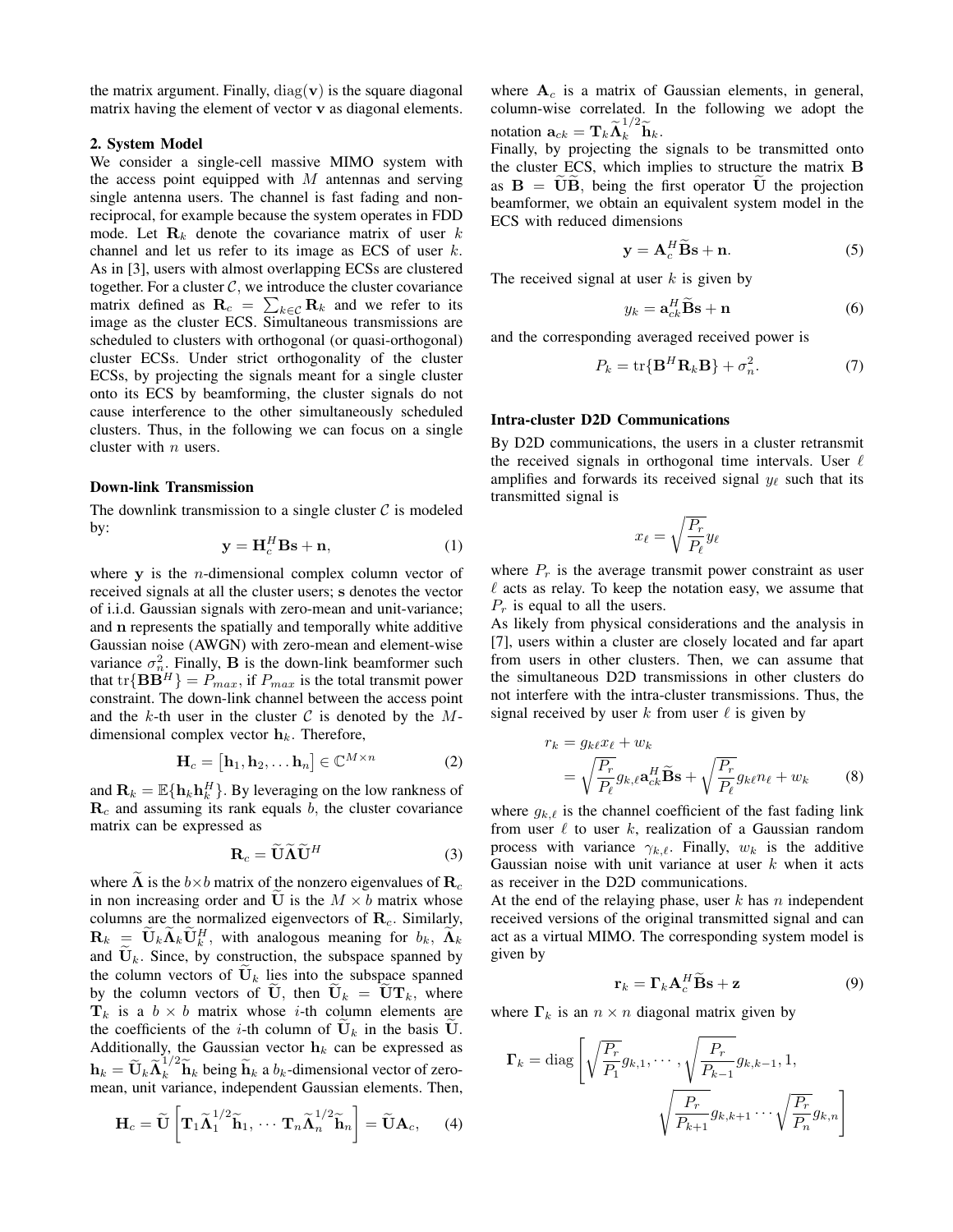the matrix argument. Finally, $\mathrm{diag}(\mathbf{v})$ is the square diagonal matrix having the element of vector $\mathbf{v}$ as diagonal elements.

## 2. System Model

We consider a single-cell massive MIMO system with the access point equipped with $M$ antennas and serving single antenna users. The channel is fast fading and non-reciprocal, for example because the system operates in FDD mode. Let $\mathbf{R}_k$ denote the covariance matrix of user $k$ channel and let us refer to its image as ECS of user $k$. As in [3], users with almost overlapping ECSs are clustered together. For a cluster $\mathcal{C}$, we introduce the cluster covariance matrix defined as $\mathbf{R}_c = \sum_{k \in \mathcal{C}} \mathbf{R}_k$ and we refer to its image as the cluster ECS. Simultaneous transmissions are scheduled to clusters with orthogonal (or quasi-orthogonal) cluster ECSs. Under strict orthogonality of the cluster ECSs, by projecting the signals meant for a single cluster onto its ECS by beamforming, the cluster signals do not cause interference to the other simultaneously scheduled clusters. Thus, in the following we can focus on a single cluster with $n$ users.

### Down-link Transmission

The downlink transmission to a single cluster $\mathcal{C}$ is modeled by:

$$\mathbf{y} = \mathbf{H}_c^H \mathbf{B}\mathbf{s} + \mathbf{n}, \tag{1}$$

where $\mathbf{y}$ is the $n$-dimensional complex column vector of received signals at all the cluster users; $\mathbf{s}$ denotes the vector of i.i.d. Gaussian signals with zero-mean and unit-variance; and $\mathbf{n}$ represents the spatially and temporally white additive Gaussian noise (AWGN) with zero-mean and element-wise variance $\sigma_n^2$. Finally, $\mathbf{B}$ is the down-link beamformer such that $\mathrm{tr}\{\mathbf{B}\mathbf{B}^H\} = P_{max}$, if $P_{max}$ is the total transmit power constraint. The down-link channel between the access point and the $k$-th user in the cluster $\mathcal{C}$ is denoted by the $M$-dimensional complex vector $\mathbf{h}_k$. Therefore,

$$\mathbf{H}_c = \left[\mathbf{h}_1, \mathbf{h}_2, \dots \mathbf{h}_n\right] \in \mathbb{C}^{M \times n} \tag{2}$$

and $\mathbf{R}_k = \mathbb{E}\{\mathbf{h}_k \mathbf{h}_k^H\}$. By leveraging on the low rankness of $\mathbf{R}_c$ and assuming its rank equals $b$, the cluster covariance matrix can be expressed as

$$\mathbf{R}_c = \widetilde{\mathbf{U}}\widetilde{\mathbf{\Lambda}}\widetilde{\mathbf{U}}^H \tag{3}$$

where $\widetilde{\mathbf{\Lambda}}$ is the $b \times b$ matrix of the nonzero eigenvalues of $\mathbf{R}_c$ in non increasing order and $\widetilde{\mathbf{U}}$ is the $M \times b$ matrix whose columns are the normalized eigenvectors of $\mathbf{R}_c$. Similarly, $\mathbf{R}_k = \widetilde{\mathbf{U}}_k \widetilde{\mathbf{\Lambda}}_k \widetilde{\mathbf{U}}_k^H$, with analogous meaning for $b_k$, $\widetilde{\mathbf{\Lambda}}_k$ and $\widetilde{\mathbf{U}}_k$. Since, by construction, the subspace spanned by the column vectors of $\widetilde{\mathbf{U}}_k$ lies into the subspace spanned by the column vectors of $\widetilde{\mathbf{U}}$, then $\widetilde{\mathbf{U}}_k = \widetilde{\mathbf{U}}\mathbf{T}_k$, where $\mathbf{T}_k$ is a $b \times b$ matrix whose $i$-th column elements are the coefficients of the $i$-th column of $\widetilde{\mathbf{U}}_k$ in the basis $\widetilde{\mathbf{U}}$. Additionally, the Gaussian vector $\mathbf{h}_k$ can be expressed as $\mathbf{h}_k = \widetilde{\mathbf{U}}_k \widetilde{\mathbf{\Lambda}}_k^{1/2} \widetilde{\mathbf{h}}_k$ being $\widetilde{\mathbf{h}}_k$ a $b_k$-dimensional vector of zero-mean, unit variance, independent Gaussian elements. Then,

$$\mathbf{H}_c = \widetilde{\mathbf{U}}\left[\mathbf{T}_1 \widetilde{\mathbf{\Lambda}}_1^{1/2}\widetilde{\mathbf{h}}_1, \cdots \mathbf{T}_n \widetilde{\mathbf{\Lambda}}_n^{1/2}\widetilde{\mathbf{h}}_n\right] = \widetilde{\mathbf{U}}\mathbf{A}_c, \tag{4}$$

where $\mathbf{A}_c$ is a matrix of Gaussian elements, in general, column-wise correlated. In the following we adopt the notation $\mathbf{a}_{ck} = \mathbf{T}_k \widetilde{\mathbf{\Lambda}}_k^{1/2}\widetilde{\mathbf{h}}_k$.

Finally, by projecting the signals to be transmitted onto the cluster ECS, which implies to structure the matrix $\mathbf{B}$ as $\mathbf{B} = \widetilde{\mathbf{U}}\widetilde{\mathbf{B}}$, being the first operator $\widetilde{\mathbf{U}}$ the projection beamformer, we obtain an equivalent system model in the ECS with reduced dimensions

$$\mathbf{y} = \mathbf{A}_c^H \widetilde{\mathbf{B}}\mathbf{s} + \mathbf{n}. \tag{5}$$

The received signal at user $k$ is given by

$$y_k = \mathbf{a}_{ck}^H \widetilde{\mathbf{B}}\mathbf{s} + \mathbf{n} \tag{6}$$

and the corresponding averaged received power is

$$P_k = \mathrm{tr}\{\mathbf{B}^H \mathbf{R}_k \mathbf{B}\} + \sigma_n^2. \tag{7}$$

### Intra-cluster D2D Communications

By D2D communications, the users in a cluster retransmit the received signals in orthogonal time intervals. User $\ell$ amplifies and forwards its received signal $y_\ell$ such that its transmitted signal is

$$x_\ell = \sqrt{\frac{P_r}{P_\ell}} y_\ell$$

where $P_r$ is the average transmit power constraint as user $\ell$ acts as relay. To keep the notation easy, we assume that $P_r$ is equal to all the users.

As likely from physical considerations and the analysis in [7], users within a cluster are closely located and far apart from users in other clusters. Then, we can assume that the simultaneous D2D transmissions in other clusters do not interfere with the intra-cluster transmissions. Thus, the signal received by user $k$ from user $\ell$ is given by

$$\begin{aligned} r_k &= g_{k\ell} x_\ell + w_k \\ &= \sqrt{\frac{P_r}{P_\ell}} g_{k,\ell} \mathbf{a}_{ck}^H \widetilde{\mathbf{B}}\mathbf{s} + \sqrt{\frac{P_r}{P_\ell}} g_{k\ell} n_\ell + w_k \end{aligned} \tag{8}$$

where $g_{k,\ell}$ is the channel coefficient of the fast fading link from user $\ell$ to user $k$, realization of a Gaussian random process with variance $\gamma_{k,\ell}$. Finally, $w_k$ is the additive Gaussian noise with unit variance at user $k$ when it acts as receiver in the D2D communications.

At the end of the relaying phase, user $k$ has $n$ independent received versions of the original transmitted signal and can act as a virtual MIMO. The corresponding system model is given by

$$\mathbf{r}_k = \mathbf{\Gamma}_k \mathbf{A}_c^H \widetilde{\mathbf{B}}\mathbf{s} + \mathbf{z} \tag{9}$$

where $\mathbf{\Gamma}_k$ is an $n \times n$ diagonal matrix given by

$$\mathbf{\Gamma}_k = \mathrm{diag}\left[\sqrt{\frac{P_r}{P_1}} g_{k,1}, \cdots, \sqrt{\frac{P_r}{P_{k-1}}} g_{k,k-1}, 1, \sqrt{\frac{P_r}{P_{k+1}}} g_{k,k+1} \cdots \sqrt{\frac{P_r}{P_n}} g_{k,n}\right]$$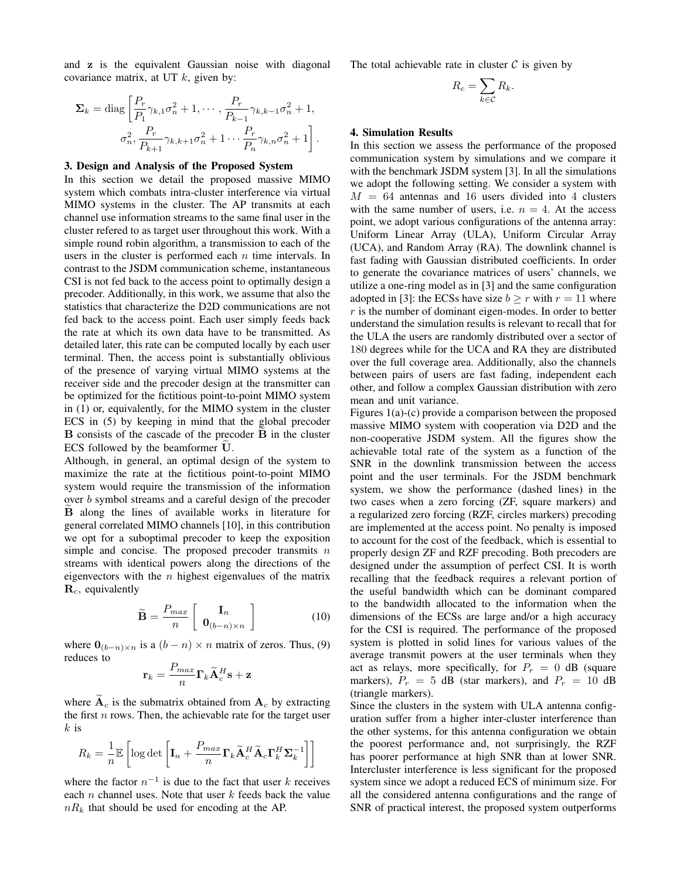and $\mathbf{z}$ is the equivalent Gaussian noise with diagonal covariance matrix, at UT $k$, given by:

$$\boldsymbol{\Sigma}_k = \text{diag}\left[\frac{P_r}{P_1}\gamma_{k,1}\sigma_n^2 + 1, \cdots, \frac{P_r}{P_{k-1}}\gamma_{k,k-1}\sigma_n^2 + 1, \right.$$
$$\left. \sigma_n^2, \frac{P_r}{P_{k+1}}\gamma_{k,k+1}\sigma_n^2 + 1 \cdots \frac{P_r}{P_n}\gamma_{k,n}\sigma_n^2 + 1\right].$$

### 3. Design and Analysis of the Proposed System

In this section we detail the proposed massive MIMO system which combats intra-cluster interference via virtual MIMO systems in the cluster. The AP transmits at each channel use information streams to the same final user in the cluster refered to as target user throughout this work. With a simple round robin algorithm, a transmission to each of the users in the cluster is performed each $n$ time intervals. In contrast to the JSDM communication scheme, instantaneous CSI is not fed back to the access point to optimally design a precoder. Additionally, in this work, we assume that also the statistics that characterize the D2D communications are not fed back to the access point. Each user simply feeds back the rate at which its own data have to be transmitted. As detailed later, this rate can be computed locally by each user terminal. Then, the access point is substantially oblivious of the presence of varying virtual MIMO systems at the receiver side and the precoder design at the transmitter can be optimized for the fictitious point-to-point MIMO system in (1) or, equivalently, for the MIMO system in the cluster ECS in (5) by keeping in mind that the global precoder $\mathbf{B}$ consists of the cascade of the precoder $\widetilde{\mathbf{B}}$ in the cluster ECS followed by the beamformer $\widetilde{\mathbf{U}}$.

Although, in general, an optimal design of the system to maximize the rate at the fictitious point-to-point MIMO system would require the transmission of the information over $b$ symbol streams and a careful design of the precoder $\widetilde{\mathbf{B}}$ along the lines of available works in literature for general correlated MIMO channels [10], in this contribution we opt for a suboptimal precoder to keep the exposition simple and concise. The proposed precoder transmits $n$ streams with identical powers along the directions of the eigenvectors with the $n$ highest eigenvalues of the matrix $\mathbf{R}_c$, equivalently

$$\widetilde{\mathbf{B}} = \frac{P_{max}}{n}\begin{bmatrix} \mathbf{I}_n \\ \mathbf{0}_{(b-n)\times n}\end{bmatrix} \tag{10}$$

where $\mathbf{0}_{(b-n)\times n}$ is a $(b-n)\times n$ matrix of zeros. Thus, (9) reduces to

$$\mathbf{r}_k = \frac{P_{max}}{n}\boldsymbol{\Gamma}_k \widetilde{\mathbf{A}}_c^H \mathbf{s} + \mathbf{z}$$

where $\widetilde{\mathbf{A}}_c$ is the submatrix obtained from $\mathbf{A}_c$ by extracting the first $n$ rows. Then, the achievable rate for the target user $k$ is

$$R_k = \frac{1}{n}\mathbb{E}\left[\log\det\left[\mathbf{I}_n + \frac{P_{max}}{n}\boldsymbol{\Gamma}_k\widetilde{\mathbf{A}}_c^H\widetilde{\mathbf{A}}_c\boldsymbol{\Gamma}_k^H\boldsymbol{\Sigma}_k^{-1}\right]\right]$$

where the factor $n^{-1}$ is due to the fact that user $k$ receives each $n$ channel uses. Note that user $k$ feeds back the value $nR_k$ that should be used for encoding at the AP.

The total achievable rate in cluster $\mathcal{C}$ is given by

$$R_c = \sum_{k\in\mathcal{C}} R_k.$$

### 4. Simulation Results

In this section we assess the performance of the proposed communication system by simulations and we compare it with the benchmark JSDM system [3]. In all the simulations we adopt the following setting. We consider a system with $M = 64$ antennas and 16 users divided into 4 clusters with the same number of users, i.e. $n = 4$. At the access point, we adopt various configurations of the antenna array: Uniform Linear Array (ULA), Uniform Circular Array (UCA), and Random Array (RA). The downlink channel is fast fading with Gaussian distributed coefficients. In order to generate the covariance matrices of users' channels, we utilize a one-ring model as in [3] and the same configuration adopted in [3]: the ECSs have size $b \geq r$ with $r = 11$ where $r$ is the number of dominant eigen-modes. In order to better understand the simulation results is relevant to recall that for the ULA the users are randomly distributed over a sector of 180 degrees while for the UCA and RA they are distributed over the full coverage area. Additionally, also the channels between pairs of users are fast fading, independent each other, and follow a complex Gaussian distribution with zero mean and unit variance.

Figures 1(a)-(c) provide a comparison between the proposed massive MIMO system with cooperation via D2D and the non-cooperative JSDM system. All the figures show the achievable total rate of the system as a function of the SNR in the downlink transmission between the access point and the user terminals. For the JSDM benchmark system, we show the performance (dashed lines) in the two cases when a zero forcing (ZF, square markers) and a regularized zero forcing (RZF, circles markers) precoding are implemented at the access point. No penalty is imposed to account for the cost of the feedback, which is essential to properly design ZF and RZF precoding. Both precoders are designed under the assumption of perfect CSI. It is worth recalling that the feedback requires a relevant portion of the useful bandwidth which can be dominant compared to the bandwidth allocated to the information when the dimensions of the ECSs are large and/or a high accuracy for the CSI is required. The performance of the proposed system is plotted in solid lines for various values of the average transmit powers at the user terminals when they act as relays, more specifically, for $P_r = 0$ dB (square markers), $P_r = 5$ dB (star markers), and $P_r = 10$ dB (triangle markers).

Since the clusters in the system with ULA antenna configuration suffer from a higher inter-cluster interference than the other systems, for this antenna configuration we obtain the poorest performance and, not surprisingly, the RZF has poorer performance at high SNR than at lower SNR. Intercluster interference is less significant for the proposed system since we adopt a reduced ECS of minimum size. For all the considered antenna configurations and the range of SNR of practical interest, the proposed system outperforms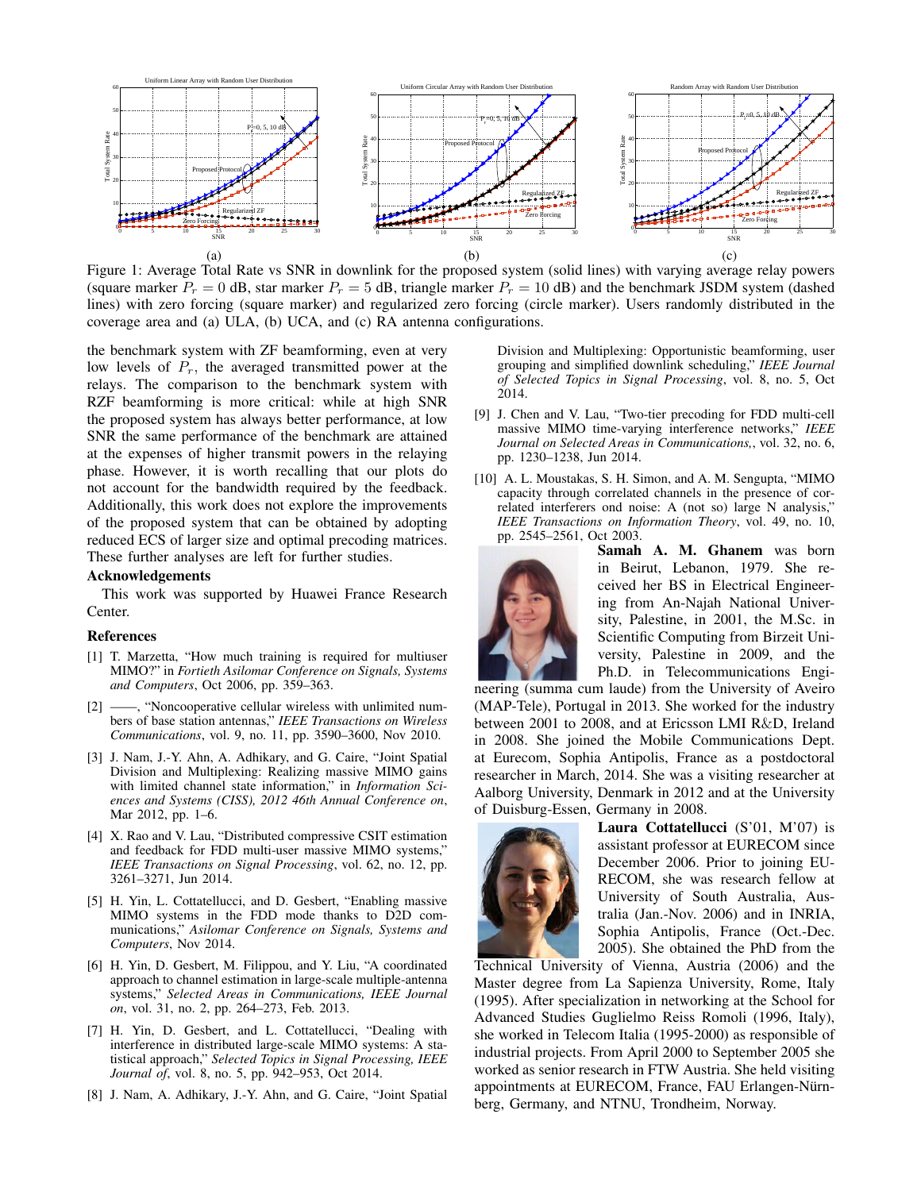Uniform Linear Array with Random User Distribution

60
50
40
30
20
10
0

0 5 10 15 20 25 30

SNR

Total System Rate

$P_r$=0, 5, 10 dB

Proposed Protocol

Regularized ZF

Zero Forcing

(a)

Uniform Circular Array with Random User Distribution

60
50
40
30
20
10
0

0 5 10 15 20 25 30

SNR

Total System Rate

$P_r$=0, 5, 10 dB

Proposed Protocol

Regularized ZF

Zero Forcing

(b)

Random Array with Random User Distribution

60
50
40
30
20
10
0

0 5 10 15 20 25 30

SNR

Total System Rate

$P_r$=0, 5, 10 dB

Proposed Protocol

Regularized ZF

Zero Forcing

(c)

Figure 1: Average Total Rate vs SNR in downlink for the proposed system (solid lines) with varying average relay powers (square marker $P_r = 0$ dB, star marker $P_r = 5$ dB, triangle marker $P_r = 10$ dB) and the benchmark JSDM system (dashed lines) with zero forcing (square marker) and regularized zero forcing (circle marker). Users randomly distributed in the coverage area and (a) ULA, (b) UCA, and (c) RA antenna configurations.

the benchmark system with ZF beamforming, even at very low levels of $P_r$, the averaged transmitted power at the relays. The comparison to the benchmark system with RZF beamforming is more critical: while at high SNR the proposed system has always better performance, at low SNR the same performance of the benchmark are attained at the expenses of higher transmit powers in the relaying phase. However, it is worth recalling that our plots do not account for the bandwidth required by the feedback. Additionally, this work does not explore the improvements of the proposed system that can be obtained by adopting reduced ECS of larger size and optimal precoding matrices. These further analyses are left for further studies.

## Acknowledgements

This work was supported by Huawei France Research Center.

## References

[1] T. Marzetta, "How much training is required for multiuser MIMO?" in *Fortieth Asilomar Conference on Signals, Systems and Computers*, Oct 2006, pp. 359–363.

[2] ——, "Noncooperative cellular wireless with unlimited numbers of base station antennas," *IEEE Transactions on Wireless Communications*, vol. 9, no. 11, pp. 3590–3600, Nov 2010.

[3] J. Nam, J.-Y. Ahn, A. Adhikary, and G. Caire, "Joint Spatial Division and Multiplexing: Realizing massive MIMO gains with limited channel state information," in *Information Sciences and Systems (CISS), 2012 46th Annual Conference on*, Mar 2012, pp. 1–6.

[4] X. Rao and V. Lau, "Distributed compressive CSIT estimation and feedback for FDD multi-user massive MIMO systems," *IEEE Transactions on Signal Processing*, vol. 62, no. 12, pp. 3261–3271, Jun 2014.

[5] H. Yin, L. Cottatellucci, and D. Gesbert, "Enabling massive MIMO systems in the FDD mode thanks to D2D communications," *Asilomar Conference on Signals, Systems and Computers*, Nov 2014.

[6] H. Yin, D. Gesbert, M. Filippou, and Y. Liu, "A coordinated approach to channel estimation in large-scale multiple-antenna systems," *Selected Areas in Communications, IEEE Journal on*, vol. 31, no. 2, pp. 264–273, Feb. 2013.

[7] H. Yin, D. Gesbert, and L. Cottatellucci, "Dealing with interference in distributed large-scale MIMO systems: A statistical approach," *Selected Topics in Signal Processing, IEEE Journal of*, vol. 8, no. 5, pp. 942–953, Oct 2014.

[8] J. Nam, A. Adhikary, J.-Y. Ahn, and G. Caire, "Joint Spatial Division and Multiplexing: Opportunistic beamforming, user grouping and simplified downlink scheduling," *IEEE Journal of Selected Topics in Signal Processing*, vol. 8, no. 5, Oct 2014.

[9] J. Chen and V. Lau, "Two-tier precoding for FDD multi-cell massive MIMO time-varying interference networks," *IEEE Journal on Selected Areas in Communications,*, vol. 32, no. 6, pp. 1230–1238, Jun 2014.

[10] A. L. Moustakas, S. H. Simon, and A. M. Sengupta, "MIMO capacity through correlated channels in the presence of correlated interferers ond noise: A (not so) large N analysis," *IEEE Transactions on Information Theory*, vol. 49, no. 10, pp. 2545–2561, Oct 2003.

**Samah A. M. Ghanem** was born in Beirut, Lebanon, 1979. She received her BS in Electrical Engineering from An-Najah National University, Palestine, in 2001, the M.Sc. in Scientific Computing from Birzeit University, Palestine in 2009, and the Ph.D. in Telecommunications Engineering (summa cum laude) from the University of Aveiro (MAP-Tele), Portugal in 2013. She worked for the industry between 2001 to 2008, and at Ericsson LMI R&D, Ireland in 2008. She joined the Mobile Communications Dept. at Eurecom, Sophia Antipolis, France as a postdoctoral researcher in March, 2014. She was a visiting researcher at Aalborg University, Denmark in 2012 and at the University of Duisburg-Essen, Germany in 2008.

**Laura Cottatellucci** (S'01, M'07) is assistant professor at EURECOM since December 2006. Prior to joining EURECOM, she was research fellow at University of South Australia, Australia (Jan.-Nov. 2006) and in INRIA, Sophia Antipolis, France (Oct.-Dec. 2005). She obtained the PhD from the Technical University of Vienna, Austria (2006) and the Master degree from La Sapienza University, Rome, Italy (1995). After specialization in networking at the School for Advanced Studies Guglielmo Reiss Romoli (1996, Italy), she worked in Telecom Italia (1995-2000) as responsible of industrial projects. From April 2000 to September 2005 she worked as senior research in FTW Austria. She held visiting appointments at EURECOM, France, FAU Erlangen-Nürnberg, Germany, and NTNU, Trondheim, Norway.